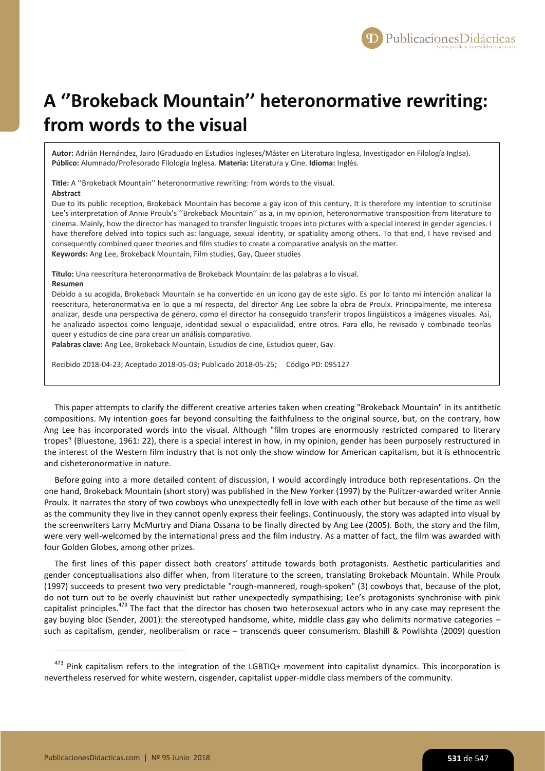# A ''Brokeback Mountain'' heteronormative rewriting: from words to the visual

**Autor:** Adrián Hernández, Jairo (Graduado en Estudios Ingleses/Máster en Literatura Inglesa, Investigador en Filología Inglsa). **Público:** Alumnado/Profesorado Filología Inglesa. **Materia:** Literatura y Cine. **Idioma:** Inglés.

**Title:** A ''Brokeback Mountain'' heteronormative rewriting: from words to the visual.

**Abstract**

Due to its public reception, Brokeback Mountain has become a gay icon of this century. It is therefore my intention to scrutinise Lee's interpretation of Annie Proulx's ''Brokeback Mountain'' as a, in my opinion, heteronormative transposition from literature to cinema. Mainly, how the director has managed to transfer linguistic tropes into pictures with a special interest in gender agencies. I have therefore delved into topics such as: language, sexual identity, or spatiality among others. To that end, I have revised and consequently combined queer theories and film studies to create a comparative analysis on the matter.

**Keywords:** Ang Lee, Brokeback Mountain, Film studies, Gay, Queer studies

**Título:** Una reescritura heteronormativa de Brokeback Mountain: de las palabras a lo visual.

**Resumen**

Debido a su acogida, Brokeback Mountain se ha convertido en un icono gay de este siglo. Es por lo tanto mi intención analizar la reescritura, heteronormativa en lo que a mí respecta, del director Ang Lee sobre la obra de Proulx. Principalmente, me interesa analizar, desde una perspectiva de género, como el director ha conseguido transferir tropos lingüísticos a imágenes visuales. Así, he analizado aspectos como lenguaje, identidad sexual o espacialidad, entre otros. Para ello, he revisado y combinado teorías queer y estudios de cine para crear un análisis comparativo.

**Palabras clave:** Ang Lee, Brokeback Mountain, Estudios de cine, Estudios queer, Gay.

Recibido 2018-04-23; Aceptado 2018-05-03; Publicado 2018-05-25; Código PD: 095127

This paper attempts to clarify the different creative arteries taken when creating "Brokeback Mountain" in its antithetic compositions. My intention goes far beyond consulting the faithfulness to the original source, but, on the contrary, how Ang Lee has incorporated words into the visual. Although "film tropes are enormously restricted compared to literary tropes" (Bluestone, 1961: 22), there is a special interest in how, in my opinion, gender has been purposely restructured in the interest of the Western film industry that is not only the show window for American capitalism, but it is ethnocentric and cisheteronormative in nature.

Before going into a more detailed content of discussion, I would accordingly introduce both representations. On the one hand, Brokeback Mountain (short story) was published in the New Yorker (1997) by the Pulitzer-awarded writer Annie Proulx. It narrates the story of two cowboys who unexpectedly fell in love with each other but because of the time as well as the community they live in they cannot openly express their feelings. Continuously, the story was adapted into visual by the screenwriters Larry McMurtry and Diana Ossana to be finally directed by Ang Lee (2005). Both, the story and the film, were very well-welcomed by the international press and the film industry. As a matter of fact, the film was awarded with four Golden Globes, among other prizes.

The first lines of this paper dissect both creators' attitude towards both protagonists. Aesthetic particularities and gender conceptualisations also differ when, from literature to the screen, translating Brokeback Mountain. While Proulx (1997) succeeds to present two very predictable "rough-mannered, rough-spoken" (3) cowboys that, because of the plot, do not turn out to be overly chauvinist but rather unexpectedly sympathising; Lee's protagonists synchronise with pink capitalist principles.[473] The fact that the director has chosen two heterosexual actors who in any case may represent the gay buying bloc (Sender, 2001): the stereotyped handsome, white, middle class gay who delimits normative categories – such as capitalism, gender, neoliberalism or race – transcends queer consumerism. Blashill & Powlishta (2009) question

[473] Pink capitalism refers to the integration of the LGBTIQ+ movement into capitalist dynamics. This incorporation is nevertheless reserved for white western, cisgender, capitalist upper-middle class members of the community.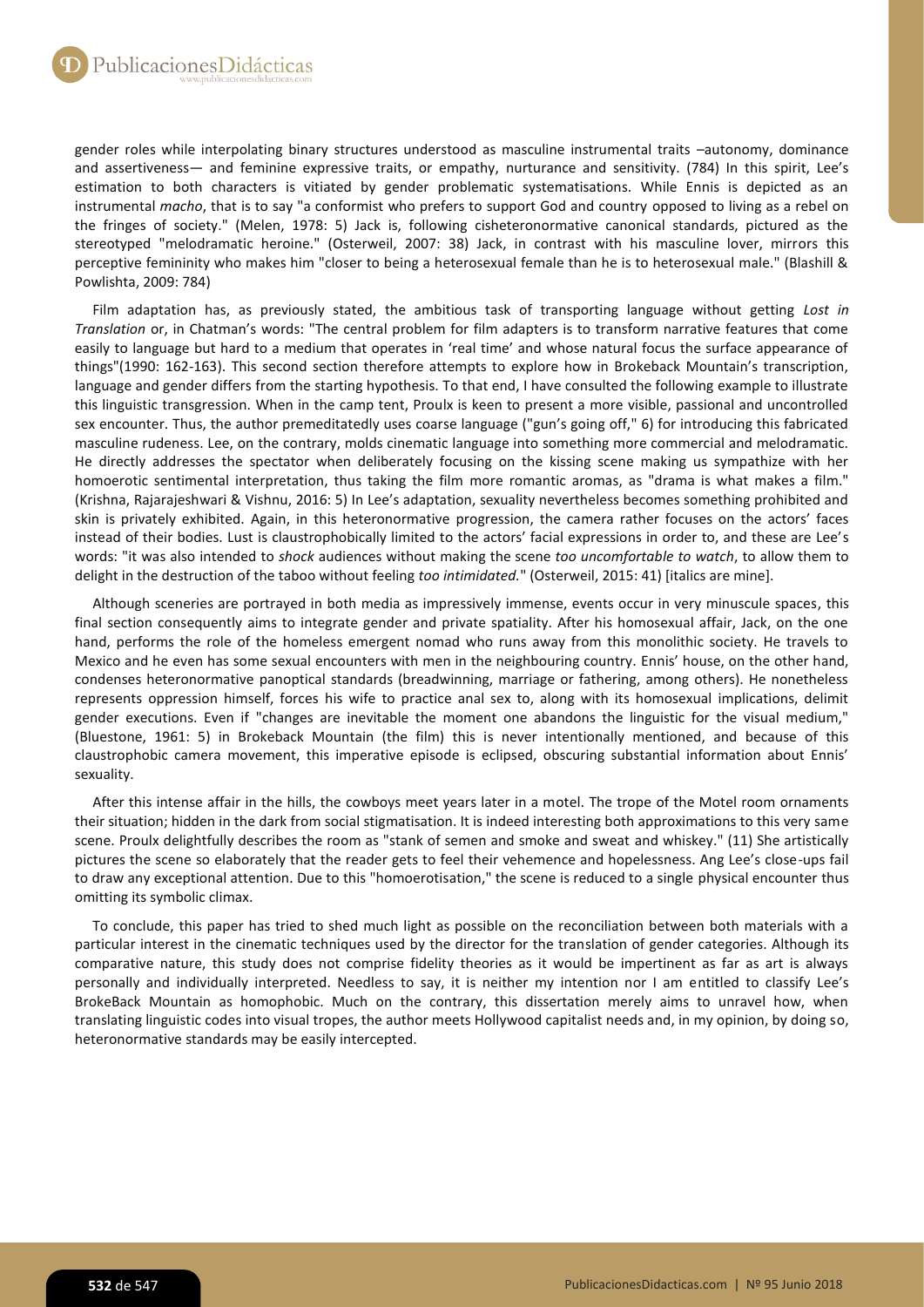gender roles while interpolating binary structures understood as masculine instrumental traits –autonomy, dominance and assertiveness— and feminine expressive traits, or empathy, nurturance and sensitivity. (784) In this spirit, Lee's estimation to both characters is vitiated by gender problematic systematisations. While Ennis is depicted as an instrumental *macho*, that is to say "a conformist who prefers to support God and country opposed to living as a rebel on the fringes of society." (Melen, 1978: 5) Jack is, following cisheteronormative canonical standards, pictured as the stereotyped "melodramatic heroine." (Osterweil, 2007: 38) Jack, in contrast with his masculine lover, mirrors this perceptive femininity who makes him "closer to being a heterosexual female than he is to heterosexual male." (Blashill & Powlishta, 2009: 784)

Film adaptation has, as previously stated, the ambitious task of transporting language without getting *Lost in Translation* or, in Chatman's words: "The central problem for film adapters is to transform narrative features that come easily to language but hard to a medium that operates in 'real time' and whose natural focus the surface appearance of things"(1990: 162-163). This second section therefore attempts to explore how in Brokeback Mountain's transcription, language and gender differs from the starting hypothesis. To that end, I have consulted the following example to illustrate this linguistic transgression. When in the camp tent, Proulx is keen to present a more visible, passional and uncontrolled sex encounter. Thus, the author premeditatedly uses coarse language ("gun's going off," 6) for introducing this fabricated masculine rudeness. Lee, on the contrary, molds cinematic language into something more commercial and melodramatic. He directly addresses the spectator when deliberately focusing on the kissing scene making us sympathize with her homoerotic sentimental interpretation, thus taking the film more romantic aromas, as "drama is what makes a film." (Krishna, Rajarajeshwari & Vishnu, 2016: 5) In Lee's adaptation, sexuality nevertheless becomes something prohibited and skin is privately exhibited. Again, in this heteronormative progression, the camera rather focuses on the actors' faces instead of their bodies. Lust is claustrophobically limited to the actors' facial expressions in order to, and these are Lee's words: "it was also intended to *shock* audiences without making the scene *too uncomfortable to watch*, to allow them to delight in the destruction of the taboo without feeling *too intimidated.*" (Osterweil, 2015: 41) [italics are mine].

Although sceneries are portrayed in both media as impressively immense, events occur in very minuscule spaces, this final section consequently aims to integrate gender and private spatiality. After his homosexual affair, Jack, on the one hand, performs the role of the homeless emergent nomad who runs away from this monolithic society. He travels to Mexico and he even has some sexual encounters with men in the neighbouring country. Ennis' house, on the other hand, condenses heteronormative panoptical standards (breadwinning, marriage or fathering, among others). He nonetheless represents oppression himself, forces his wife to practice anal sex to, along with its homosexual implications, delimit gender executions. Even if "changes are inevitable the moment one abandons the linguistic for the visual medium," (Bluestone, 1961: 5) in Brokeback Mountain (the film) this is never intentionally mentioned, and because of this claustrophobic camera movement, this imperative episode is eclipsed, obscuring substantial information about Ennis' sexuality.

After this intense affair in the hills, the cowboys meet years later in a motel. The trope of the Motel room ornaments their situation; hidden in the dark from social stigmatisation. It is indeed interesting both approximations to this very same scene. Proulx delightfully describes the room as "stank of semen and smoke and sweat and whiskey." (11) She artistically pictures the scene so elaborately that the reader gets to feel their vehemence and hopelessness. Ang Lee's close-ups fail to draw any exceptional attention. Due to this "homoerotisation," the scene is reduced to a single physical encounter thus omitting its symbolic climax.

To conclude, this paper has tried to shed much light as possible on the reconciliation between both materials with a particular interest in the cinematic techniques used by the director for the translation of gender categories. Although its comparative nature, this study does not comprise fidelity theories as it would be impertinent as far as art is always personally and individually interpreted. Needless to say, it is neither my intention nor I am entitled to classify Lee's BrokeBack Mountain as homophobic. Much on the contrary, this dissertation merely aims to unravel how, when translating linguistic codes into visual tropes, the author meets Hollywood capitalist needs and, in my opinion, by doing so, heteronormative standards may be easily intercepted.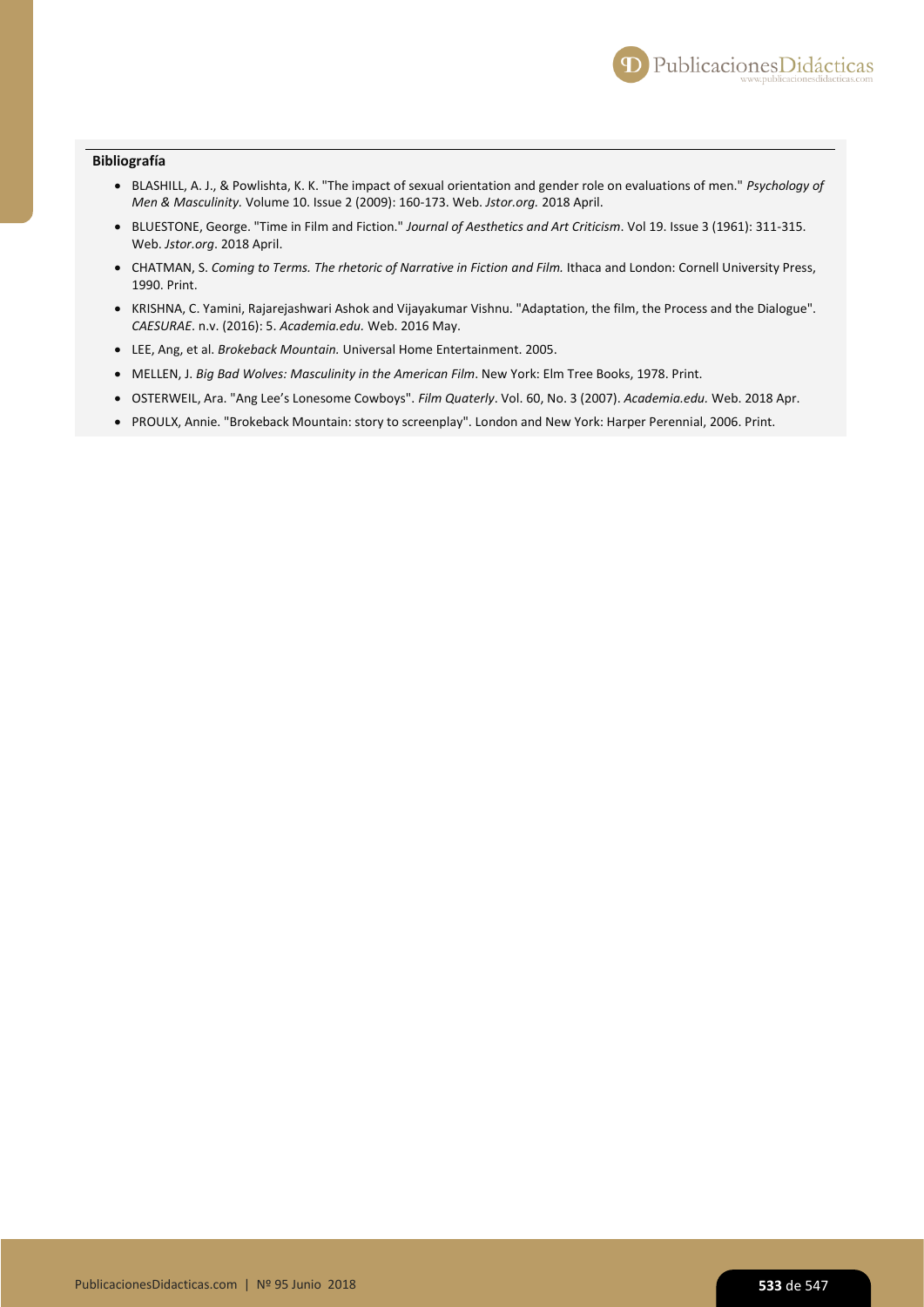**Bibliografía**

- BLASHILL, A. J., & Powlishta, K. K. "The impact of sexual orientation and gender role on evaluations of men." *Psychology of Men & Masculinity.* Volume 10. Issue 2 (2009): 160-173. Web. *Jstor.org.* 2018 April.
- BLUESTONE, George. "Time in Film and Fiction." *Journal of Aesthetics and Art Criticism*. Vol 19. Issue 3 (1961): 311-315. Web. *Jstor.org*. 2018 April.
- CHATMAN, S. *Coming to Terms. The rhetoric of Narrative in Fiction and Film.* Ithaca and London: Cornell University Press, 1990. Print.
- KRISHNA, C. Yamini, Rajarejashwari Ashok and Vijayakumar Vishnu. "Adaptation, the film, the Process and the Dialogue". *CAESURAE*. n.v. (2016): 5. *Academia.edu.* Web. 2016 May.
- LEE, Ang, et al. *Brokeback Mountain.* Universal Home Entertainment. 2005.
- MELLEN, J. *Big Bad Wolves: Masculinity in the American Film*. New York: Elm Tree Books, 1978. Print.
- OSTERWEIL, Ara. "Ang Lee's Lonesome Cowboys". *Film Quaterly*. Vol. 60, No. 3 (2007). *Academia.edu.* Web. 2018 Apr.
- PROULX, Annie. "Brokeback Mountain: story to screenplay". London and New York: Harper Perennial, 2006. Print.